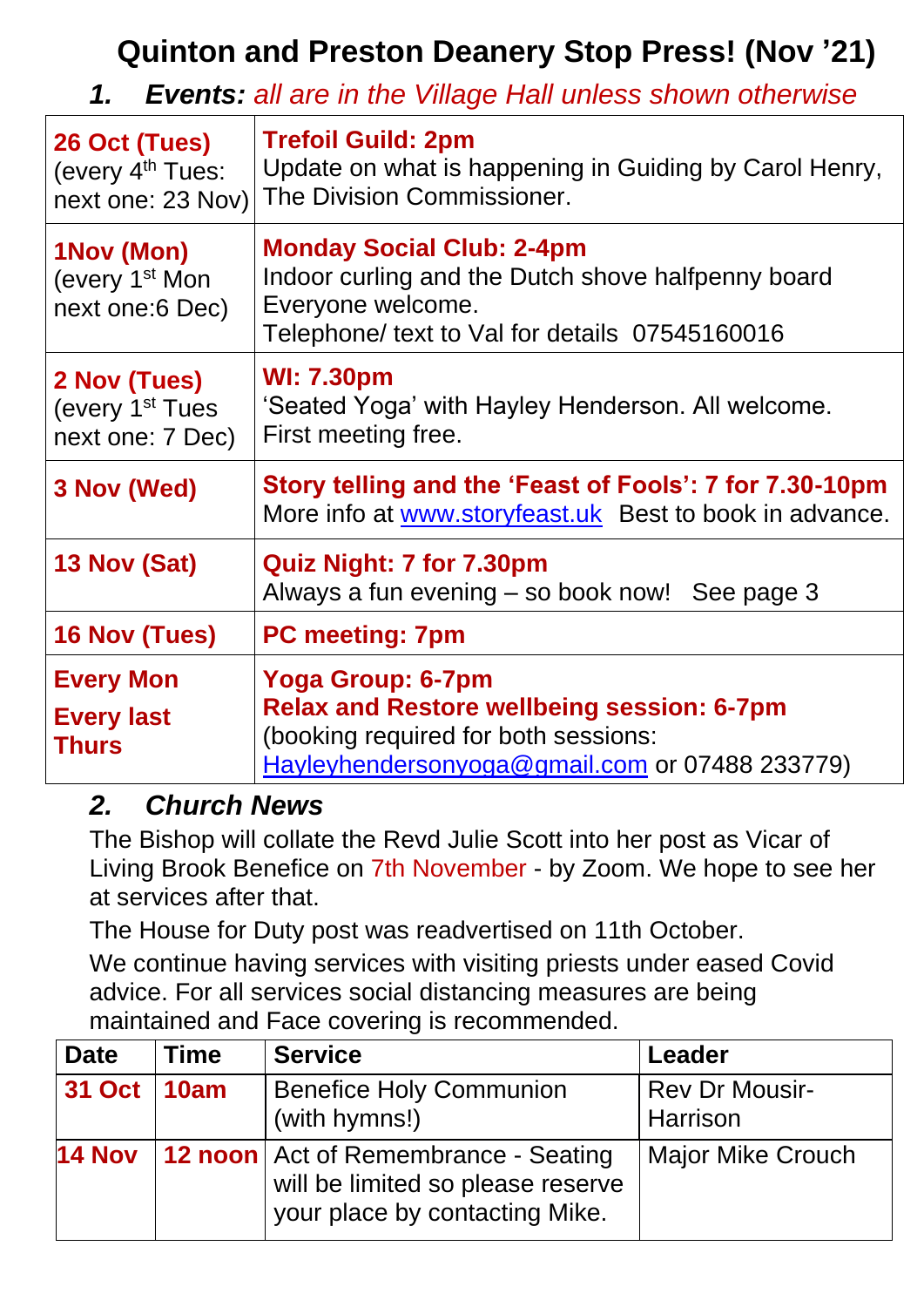# Quinton and Preston Deanery Stop Press! (Nov '21)

## 1. *Events: all are in the Village Hall unless shown otherwise*

| | |
|---|---|
| **26 Oct (Tues)** (every 4th Tues: next one: 23 Nov) | **Trefoil Guild: 2pm** Update on what is happening in Guiding by Carol Henry, The Division Commissioner. |
| **1Nov (Mon)** (every 1st Mon next one:6 Dec) | **Monday Social Club: 2-4pm** Indoor curling and the Dutch shove halfpenny board Everyone welcome. Telephone/ text to Val for details 07545160016 |
| **2 Nov (Tues)** (every 1st Tues next one: 7 Dec) | **WI: 7.30pm** 'Seated Yoga' with Hayley Henderson. All welcome. First meeting free. |
| **3 Nov (Wed)** | **Story telling and the 'Feast of Fools': 7 for 7.30-10pm** More info at www.storyfeast.uk Best to book in advance. |
| **13 Nov (Sat)** | **Quiz Night: 7 for 7.30pm** Always a fun evening – so book now! See page 3 |
| **16 Nov (Tues)** | **PC meeting: 7pm** |
| **Every Mon** **Every last Thurs** | **Yoga Group: 6-7pm** **Relax and Restore wellbeing session: 6-7pm** (booking required for both sessions: Hayleyhendersonyoga@gmail.com or 07488 233779) |

## 2. *Church News*

The Bishop will collate the Revd Julie Scott into her post as Vicar of Living Brook Benefice on 7th November - by Zoom. We hope to see her at services after that.

The House for Duty post was readvertised on 11th October.

We continue having services with visiting priests under eased Covid advice. For all services social distancing measures are being maintained and Face covering is recommended.

| Date | Time | Service | Leader |
|---|---|---|---|
| **31 Oct** | **10am** | Benefice Holy Communion (with hymns!) | Rev Dr Mousir-Harrison |
| **14 Nov** | **12 noon** | Act of Remembrance - Seating will be limited so please reserve your place by contacting Mike. | Major Mike Crouch |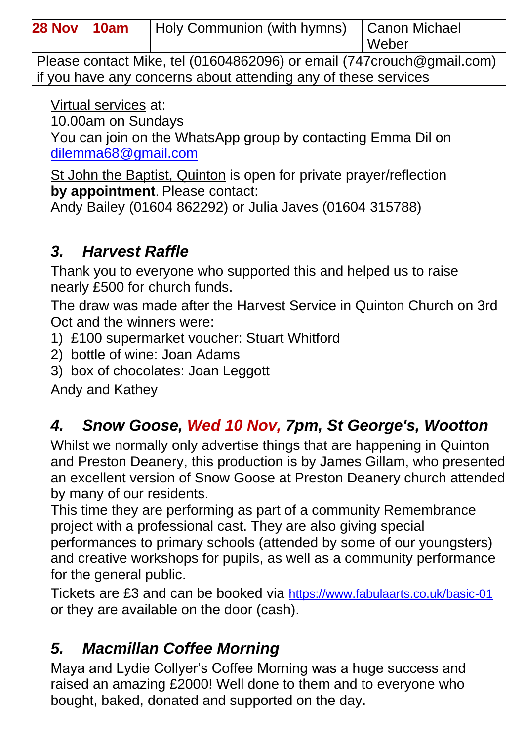| | | | |
|---|---|---|---|
| **28 Nov** | **10am** | Holy Communion (with hymns) | Canon Michael Weber |
| Please contact Mike, tel (01604862096) or email (747crouch@gmail.com) if you have any concerns about attending any of these services | | | |

Virtual services at:
10.00am on Sundays
You can join on the WhatsApp group by contacting Emma Dil on dilemma68@gmail.com

St John the Baptist, Quinton is open for private prayer/reflection **by appointment**. Please contact:
Andy Bailey (01604 862292) or Julia Javes (01604 315788)

## *3. Harvest Raffle*

Thank you to everyone who supported this and helped us to raise nearly £500 for church funds.

The draw was made after the Harvest Service in Quinton Church on 3rd Oct and the winners were:

1) £100 supermarket voucher: Stuart Whitford
2) bottle of wine: Joan Adams
3) box of chocolates: Joan Leggott

Andy and Kathey

## *4. Snow Goose, Wed 10 Nov, 7pm, St George's, Wootton*

Whilst we normally only advertise things that are happening in Quinton and Preston Deanery, this production is by James Gillam, who presented an excellent version of Snow Goose at Preston Deanery church attended by many of our residents.
This time they are performing as part of a community Remembrance project with a professional cast. They are also giving special performances to primary schools (attended by some of our youngsters) and creative workshops for pupils, as well as a community performance for the general public.

Tickets are £3 and can be booked via https://www.fabulaarts.co.uk/basic-01 or they are available on the door (cash).

## *5. Macmillan Coffee Morning*

Maya and Lydie Collyer's Coffee Morning was a huge success and raised an amazing £2000! Well done to them and to everyone who bought, baked, donated and supported on the day.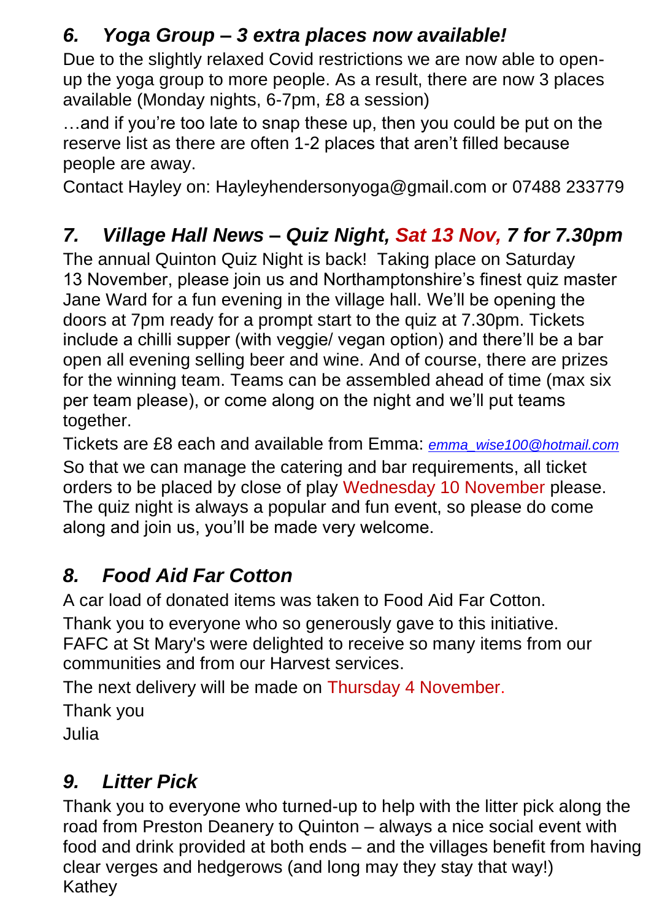## *6. Yoga Group – 3 extra places now available!*

Due to the slightly relaxed Covid restrictions we are now able to open-up the yoga group to more people. As a result, there are now 3 places available (Monday nights, 6-7pm, £8 a session)

…and if you're too late to snap these up, then you could be put on the reserve list as there are often 1-2 places that aren't filled because people are away.

Contact Hayley on: Hayleyhendersonyoga@gmail.com or 07488 233779

## *7. Village Hall News – Quiz Night, Sat 13 Nov, 7 for 7.30pm*

The annual Quinton Quiz Night is back! Taking place on Saturday 13 November, please join us and Northamptonshire's finest quiz master Jane Ward for a fun evening in the village hall. We'll be opening the doors at 7pm ready for a prompt start to the quiz at 7.30pm. Tickets include a chilli supper (with veggie/ vegan option) and there'll be a bar open all evening selling beer and wine. And of course, there are prizes for the winning team. Teams can be assembled ahead of time (max six per team please), or come along on the night and we'll put teams together.

Tickets are £8 each and available from Emma: *emma_wise100@hotmail.com*

So that we can manage the catering and bar requirements, all ticket orders to be placed by close of play Wednesday 10 November please. The quiz night is always a popular and fun event, so please do come along and join us, you'll be made very welcome.

## *8. Food Aid Far Cotton*

A car load of donated items was taken to Food Aid Far Cotton.

Thank you to everyone who so generously gave to this initiative. FAFC at St Mary's were delighted to receive so many items from our communities and from our Harvest services.

The next delivery will be made on Thursday 4 November.

Thank you

Julia

## *9. Litter Pick*

Thank you to everyone who turned-up to help with the litter pick along the road from Preston Deanery to Quinton – always a nice social event with food and drink provided at both ends – and the villages benefit from having clear verges and hedgerows (and long may they stay that way!)

Kathey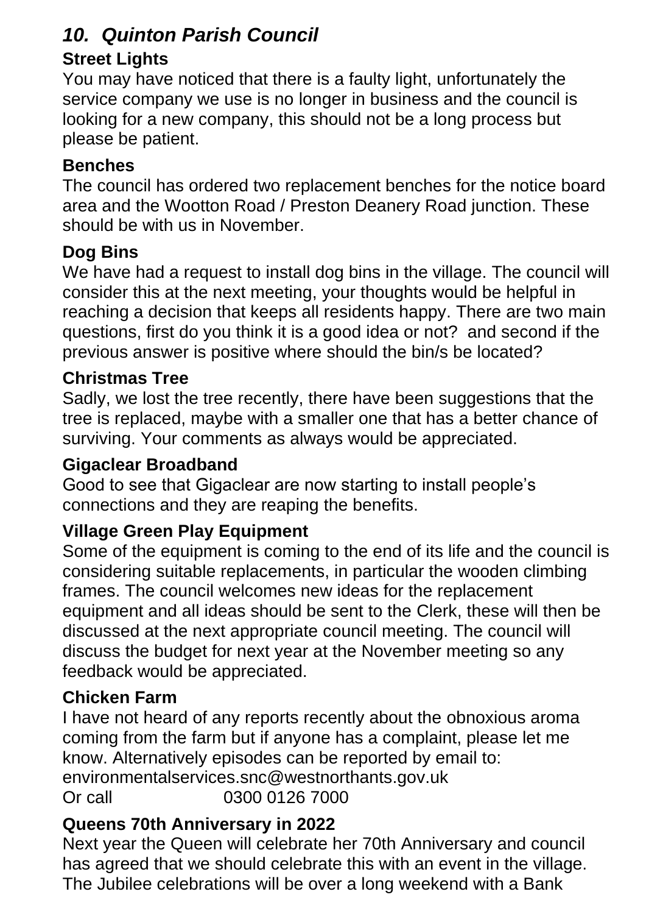## *10. Quinton Parish Council*

### Street Lights

You may have noticed that there is a faulty light, unfortunately the service company we use is no longer in business and the council is looking for a new company, this should not be a long process but please be patient.

### Benches

The council has ordered two replacement benches for the notice board area and the Wootton Road / Preston Deanery Road junction. These should be with us in November.

### Dog Bins

We have had a request to install dog bins in the village. The council will consider this at the next meeting, your thoughts would be helpful in reaching a decision that keeps all residents happy. There are two main questions, first do you think it is a good idea or not? and second if the previous answer is positive where should the bin/s be located?

### Christmas Tree

Sadly, we lost the tree recently, there have been suggestions that the tree is replaced, maybe with a smaller one that has a better chance of surviving. Your comments as always would be appreciated.

### Gigaclear Broadband

Good to see that Gigaclear are now starting to install people's connections and they are reaping the benefits.

### Village Green Play Equipment

Some of the equipment is coming to the end of its life and the council is considering suitable replacements, in particular the wooden climbing frames. The council welcomes new ideas for the replacement equipment and all ideas should be sent to the Clerk, these will then be discussed at the next appropriate council meeting. The council will discuss the budget for next year at the November meeting so any feedback would be appreciated.

### Chicken Farm

I have not heard of any reports recently about the obnoxious aroma coming from the farm but if anyone has a complaint, please let me know. Alternatively episodes can be reported by email to:
environmentalservices.snc@westnorthants.gov.uk
Or call 0300 0126 7000

### Queens 70th Anniversary in 2022

Next year the Queen will celebrate her 70th Anniversary and council has agreed that we should celebrate this with an event in the village. The Jubilee celebrations will be over a long weekend with a Bank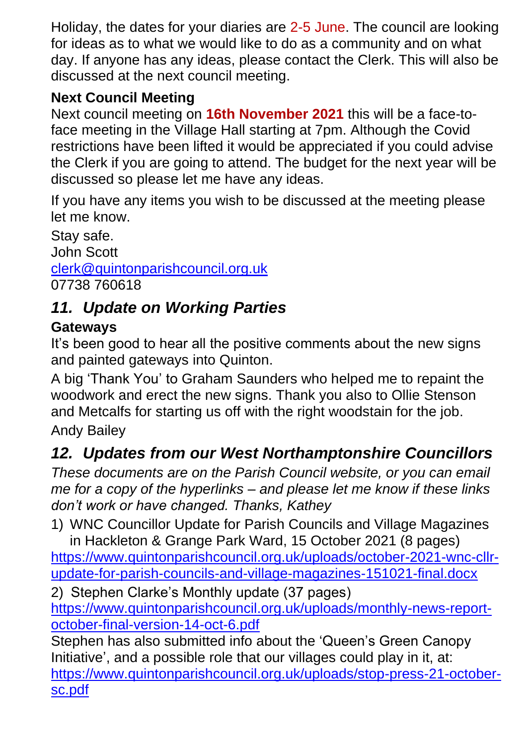Holiday, the dates for your diaries are 2-5 June. The council are looking for ideas as to what we would like to do as a community and on what day. If anyone has any ideas, please contact the Clerk. This will also be discussed at the next council meeting.

**Next Council Meeting**

Next council meeting on **16th November 2021** this will be a face-to-face meeting in the Village Hall starting at 7pm. Although the Covid restrictions have been lifted it would be appreciated if you could advise the Clerk if you are going to attend. The budget for the next year will be discussed so please let me have any ideas.

If you have any items you wish to be discussed at the meeting please let me know.

Stay safe.
John Scott
clerk@quintonparishcouncil.org.uk
07738 760618

## *11. Update on Working Parties*

**Gateways**

It's been good to hear all the positive comments about the new signs and painted gateways into Quinton.

A big 'Thank You' to Graham Saunders who helped me to repaint the woodwork and erect the new signs. Thank you also to Ollie Stenson and Metcalfs for starting us off with the right woodstain for the job.

Andy Bailey

## *12. Updates from our West Northamptonshire Councillors*

*These documents are on the Parish Council website, or you can email me for a copy of the hyperlinks – and please let me know if these links don't work or have changed. Thanks, Kathey*

1) WNC Councillor Update for Parish Councils and Village Magazines in Hackleton & Grange Park Ward, 15 October 2021 (8 pages)
https://www.quintonparishcouncil.org.uk/uploads/october-2021-wnc-cllr-update-for-parish-councils-and-village-magazines-151021-final.docx

2) Stephen Clarke's Monthly update (37 pages)
https://www.quintonparishcouncil.org.uk/uploads/monthly-news-report-october-final-version-14-oct-6.pdf

Stephen has also submitted info about the 'Queen's Green Canopy Initiative', and a possible role that our villages could play in it, at:
https://www.quintonparishcouncil.org.uk/uploads/stop-press-21-october-sc.pdf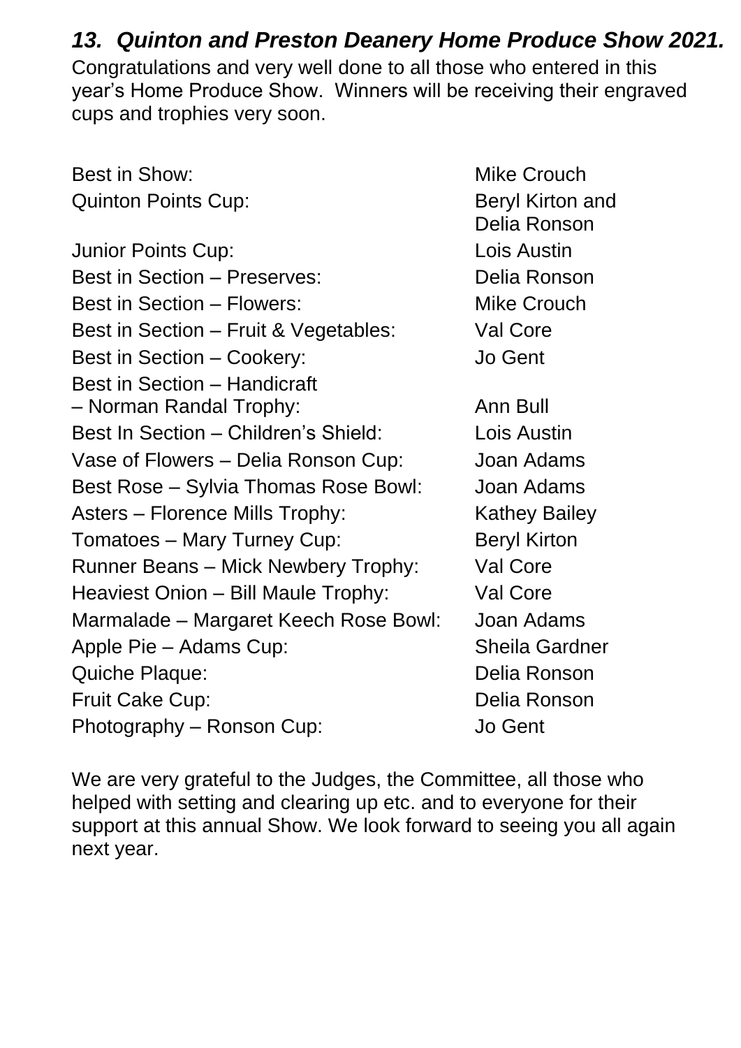### *13. Quinton and Preston Deanery Home Produce Show 2021.*

Congratulations and very well done to all those who entered in this year's Home Produce Show. Winners will be receiving their engraved cups and trophies very soon.

| | |
|---|---|
| Best in Show: | Mike Crouch |
| Quinton Points Cup: | Beryl Kirton and Delia Ronson |
| Junior Points Cup: | Lois Austin |
| Best in Section – Preserves: | Delia Ronson |
| Best in Section – Flowers: | Mike Crouch |
| Best in Section – Fruit & Vegetables: | Val Core |
| Best in Section – Cookery: | Jo Gent |
| Best in Section – Handicraft – Norman Randal Trophy: | Ann Bull |
| Best In Section – Children's Shield: | Lois Austin |
| Vase of Flowers – Delia Ronson Cup: | Joan Adams |
| Best Rose – Sylvia Thomas Rose Bowl: | Joan Adams |
| Asters – Florence Mills Trophy: | Kathey Bailey |
| Tomatoes – Mary Turney Cup: | Beryl Kirton |
| Runner Beans – Mick Newbery Trophy: | Val Core |
| Heaviest Onion – Bill Maule Trophy: | Val Core |
| Marmalade – Margaret Keech Rose Bowl: | Joan Adams |
| Apple Pie – Adams Cup: | Sheila Gardner |
| Quiche Plaque: | Delia Ronson |
| Fruit Cake Cup: | Delia Ronson |
| Photography – Ronson Cup: | Jo Gent |

We are very grateful to the Judges, the Committee, all those who helped with setting and clearing up etc. and to everyone for their support at this annual Show. We look forward to seeing you all again next year.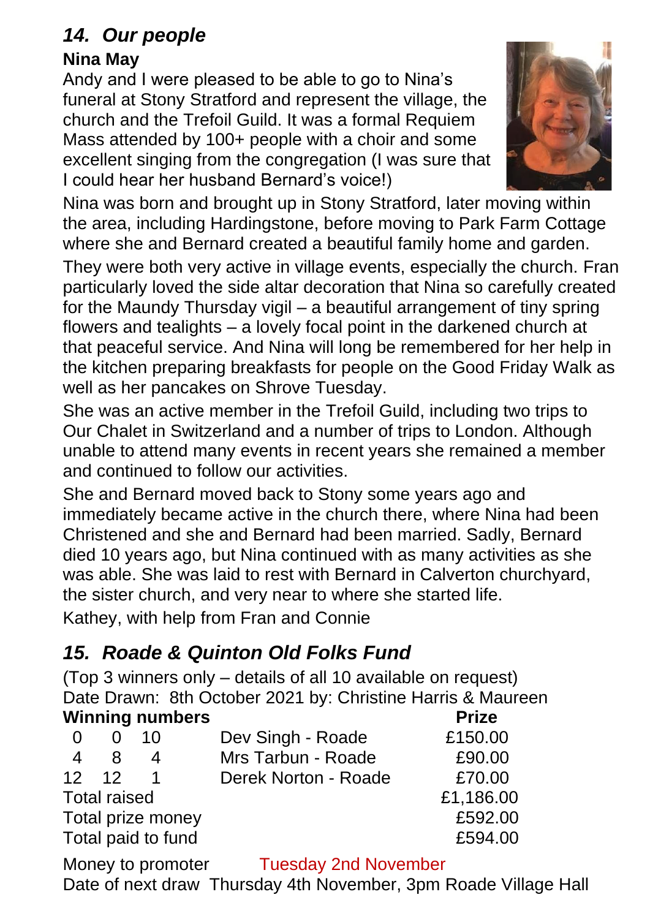## *14. Our people*

**Nina May**

Andy and I were pleased to be able to go to Nina's funeral at Stony Stratford and represent the village, the church and the Trefoil Guild. It was a formal Requiem Mass attended by 100+ people with a choir and some excellent singing from the congregation (I was sure that I could hear her husband Bernard's voice!)

Nina was born and brought up in Stony Stratford, later moving within the area, including Hardingstone, before moving to Park Farm Cottage where she and Bernard created a beautiful family home and garden.

They were both very active in village events, especially the church. Fran particularly loved the side altar decoration that Nina so carefully created for the Maundy Thursday vigil – a beautiful arrangement of tiny spring flowers and tealights – a lovely focal point in the darkened church at that peaceful service. And Nina will long be remembered for her help in the kitchen preparing breakfasts for people on the Good Friday Walk as well as her pancakes on Shrove Tuesday.

She was an active member in the Trefoil Guild, including two trips to Our Chalet in Switzerland and a number of trips to London. Although unable to attend many events in recent years she remained a member and continued to follow our activities.

She and Bernard moved back to Stony some years ago and immediately became active in the church there, where Nina had been Christened and she and Bernard had been married. Sadly, Bernard died 10 years ago, but Nina continued with as many activities as she was able. She was laid to rest with Bernard in Calverton churchyard, the sister church, and very near to where she started life.

Kathey, with help from Fran and Connie

## *15. Roade & Quinton Old Folks Fund*

(Top 3 winners only – details of all 10 available on request)
Date Drawn: 8th October 2021 by: Christine Harris & Maureen

| **Winning numbers** | | | | **Prize** |
|---|---|---|---|---|
| 0 | 0 | 10 | Dev Singh - Roade | £150.00 |
| 4 | 8 | 4 | Mrs Tarbun - Roade | £90.00 |
| 12 | 12 | 1 | Derek Norton - Roade | £70.00 |
| Total raised | | | | £1,186.00 |
| Total prize money | | | | £592.00 |
| Total paid to fund | | | | £594.00 |

Money to promoter Tuesday 2nd November
Date of next draw Thursday 4th November, 3pm Roade Village Hall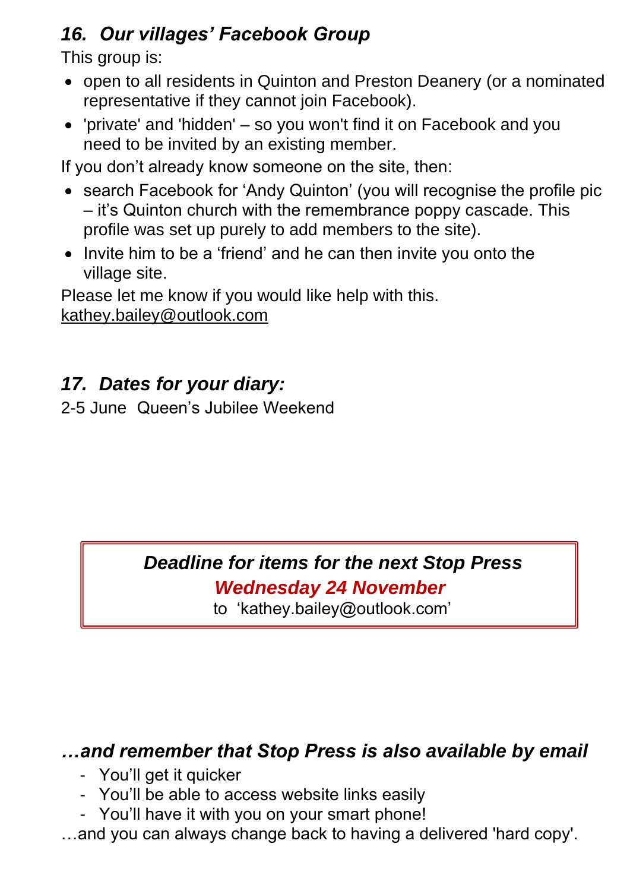### *16. Our villages' Facebook Group*

This group is:

- open to all residents in Quinton and Preston Deanery (or a nominated representative if they cannot join Facebook).
- 'private' and 'hidden' – so you won't find it on Facebook and you need to be invited by an existing member.

If you don't already know someone on the site, then:

- search Facebook for 'Andy Quinton' (you will recognise the profile pic – it's Quinton church with the remembrance poppy cascade. This profile was set up purely to add members to the site).
- Invite him to be a 'friend' and he can then invite you onto the village site.

Please let me know if you would like help with this.
kathey.bailey@outlook.com

### *17. Dates for your diary:*

2-5 June Queen's Jubilee Weekend

***Deadline for items for the next Stop Press***
***Wednesday 24 November***
to 'kathey.bailey@outlook.com'

### *…and remember that Stop Press is also available by email*

- You'll get it quicker
- You'll be able to access website links easily
- You'll have it with you on your smart phone!

…and you can always change back to having a delivered 'hard copy'.